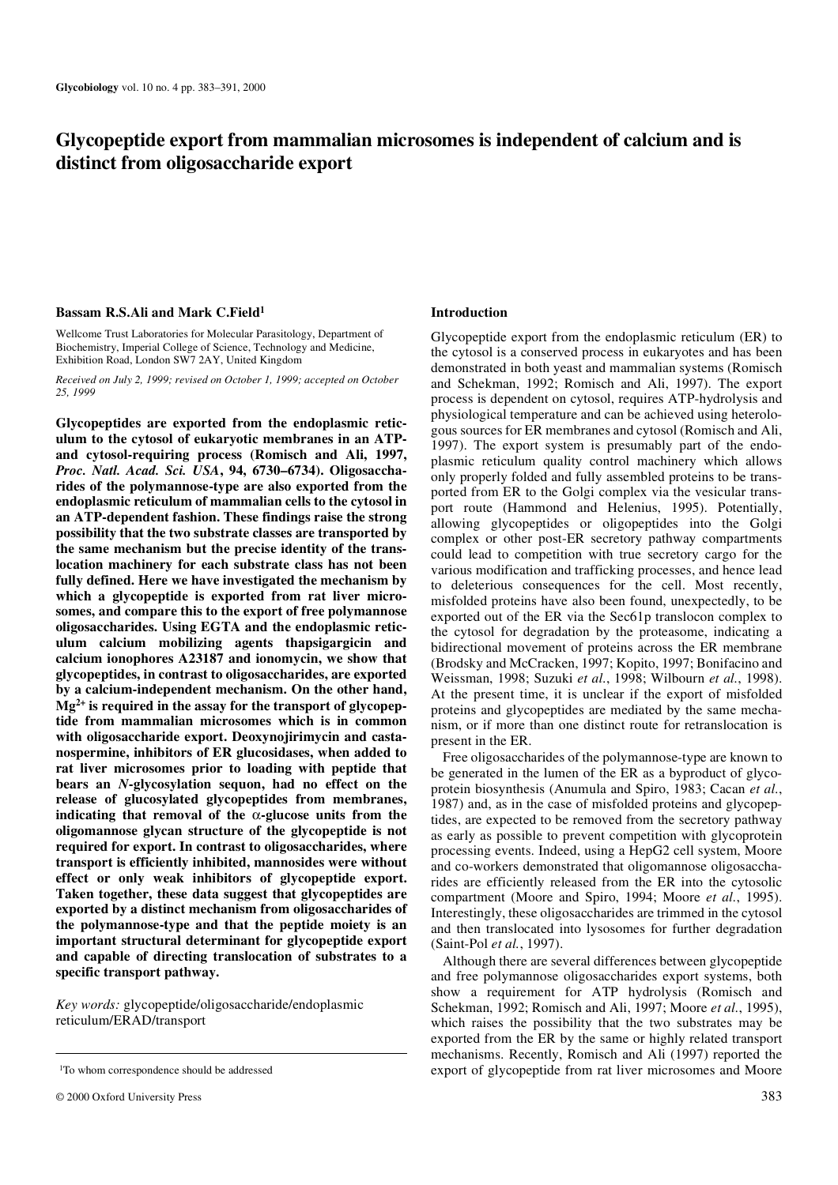# Glycopeptide export from mammalian microsomes is independent of calcium and is distinct from oligosaccharide export

**Bassam R.S.Ali and Mark C.Field[1]**

Wellcome Trust Laboratories for Molecular Parasitology, Department of Biochemistry, Imperial College of Science, Technology and Medicine, Exhibition Road, London SW7 2AY, United Kingdom

*Received on July 2, 1999; revised on October 1, 1999; accepted on October 25, 1999*

**Glycopeptides are exported from the endoplasmic reticulum to the cytosol of eukaryotic membranes in an ATP- and cytosol-requiring process (Romisch and Ali, 1997, *Proc. Natl. Acad. Sci. USA*, 94, 6730–6734). Oligosaccharides of the polymannose-type are also exported from the endoplasmic reticulum of mammalian cells to the cytosol in an ATP-dependent fashion. These findings raise the strong possibility that the two substrate classes are transported by the same mechanism but the precise identity of the translocation machinery for each substrate class has not been fully defined. Here we have investigated the mechanism by which a glycopeptide is exported from rat liver microsomes, and compare this to the export of free polymannose oligosaccharides. Using EGTA and the endoplasmic reticulum calcium mobilizing agents thapsigargicin and calcium ionophores A23187 and ionomycin, we show that glycopeptides, in contrast to oligosaccharides, are exported by a calcium-independent mechanism. On the other hand, $Mg^{2+}$ is required in the assay for the transport of glycopeptide from mammalian microsomes which is in common with oligosaccharide export. Deoxynojirimycin and castanospermine, inhibitors of ER glucosidases, when added to rat liver microsomes prior to loading with peptide that bears an *N*-glycosylation sequon, had no effect on the release of glucosylated glycopeptides from membranes, indicating that removal of the α-glucose units from the oligomannose glycan structure of the glycopeptide is not required for export. In contrast to oligosaccharides, where transport is efficiently inhibited, mannosides were without effect or only weak inhibitors of glycopeptide export. Taken together, these data suggest that glycopeptides are exported by a distinct mechanism from oligosaccharides of the polymannose-type and that the peptide moiety is an important structural determinant for glycopeptide export and capable of directing translocation of substrates to a specific transport pathway.**

*Key words:* glycopeptide/oligosaccharide/endoplasmic reticulum/ERAD/transport

[1]To whom correspondence should be addressed

## Introduction

Glycopeptide export from the endoplasmic reticulum (ER) to the cytosol is a conserved process in eukaryotes and has been demonstrated in both yeast and mammalian systems (Romisch and Schekman, 1992; Romisch and Ali, 1997). The export process is dependent on cytosol, requires ATP-hydrolysis and physiological temperature and can be achieved using heterologous sources for ER membranes and cytosol (Romisch and Ali, 1997). The export system is presumably part of the endoplasmic reticulum quality control machinery which allows only properly folded and fully assembled proteins to be transported from ER to the Golgi complex via the vesicular transport route (Hammond and Helenius, 1995). Potentially, allowing glycopeptides or oligopeptides into the Golgi complex or other post-ER secretory pathway compartments could lead to competition with true secretory cargo for the various modification and trafficking processes, and hence lead to deleterious consequences for the cell. Most recently, misfolded proteins have also been found, unexpectedly, to be exported out of the ER via the Sec61p translocon complex to the cytosol for degradation by the proteasome, indicating a bidirectional movement of proteins across the ER membrane (Brodsky and McCracken, 1997; Kopito, 1997; Bonifacino and Weissman, 1998; Suzuki *et al.*, 1998; Wilbourn *et al.*, 1998). At the present time, it is unclear if the export of misfolded proteins and glycopeptides are mediated by the same mechanism, or if more than one distinct route for retranslocation is present in the ER.

Free oligosaccharides of the polymannose-type are known to be generated in the lumen of the ER as a byproduct of glycoprotein biosynthesis (Anumula and Spiro, 1983; Cacan *et al.*, 1987) and, as in the case of misfolded proteins and glycopeptides, are expected to be removed from the secretory pathway as early as possible to prevent competition with glycoprotein processing events. Indeed, using a HepG2 cell system, Moore and co-workers demonstrated that oligomannose oligosaccharides are efficiently released from the ER into the cytosolic compartment (Moore and Spiro, 1994; Moore *et al.*, 1995). Interestingly, these oligosaccharides are trimmed in the cytosol and then translocated into lysosomes for further degradation (Saint-Pol *et al.*, 1997).

Although there are several differences between glycopeptide and free polymannose oligosaccharides export systems, both show a requirement for ATP hydrolysis (Romisch and Schekman, 1992; Romisch and Ali, 1997; Moore *et al.*, 1995), which raises the possibility that the two substrates may be exported from the ER by the same or highly related transport mechanisms. Recently, Romisch and Ali (1997) reported the export of glycopeptide from rat liver microsomes and Moore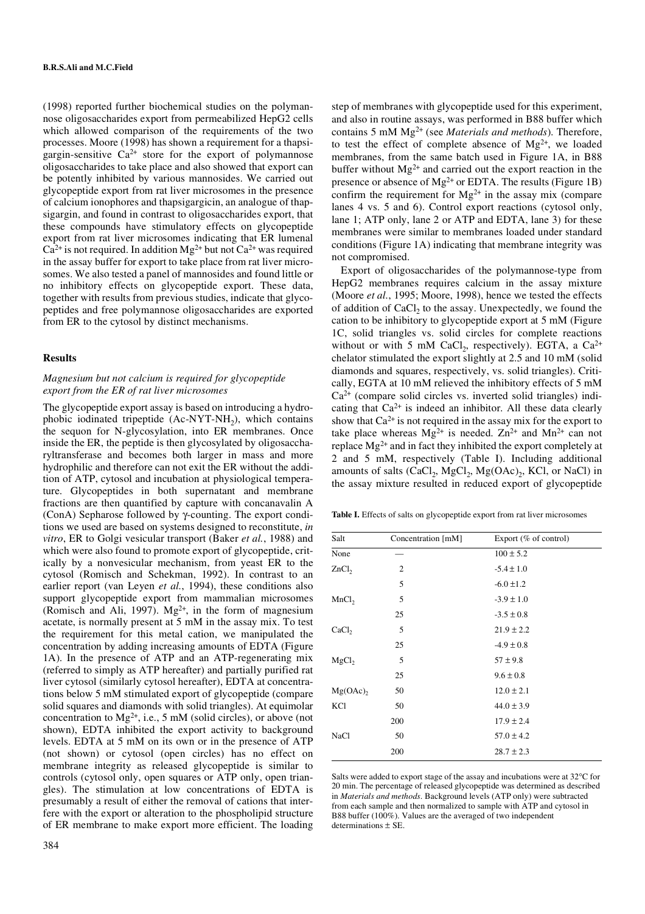(1998) reported further biochemical studies on the polymannose oligosaccharides export from permeabilized HepG2 cells which allowed comparison of the requirements of the two processes. Moore (1998) has shown a requirement for a thapsigargin-sensitive $Ca^{2+}$ store for the export of polymannose oligosaccharides to take place and also showed that export can be potently inhibited by various mannosides. We carried out glycopeptide export from rat liver microsomes in the presence of calcium ionophores and thapsigargicin, an analogue of thapsigargin, and found in contrast to oligosaccharides export, that these compounds have stimulatory effects on glycopeptide export from rat liver microsomes indicating that ER lumenal $Ca^{2+}$ is not required. In addition $Mg^{2+}$ but not $Ca^{2+}$ was required in the assay buffer for export to take place from rat liver microsomes. We also tested a panel of mannosides and found little or no inhibitory effects on glycopeptide export. These data, together with results from previous studies, indicate that glycopeptides and free polymannose oligosaccharides are exported from ER to the cytosol by distinct mechanisms.

## Results

### *Magnesium but not calcium is required for glycopeptide export from the ER of rat liver microsomes*

The glycopeptide export assay is based on introducing a hydrophobic iodinated tripeptide (Ac-NYT-$NH_2$), which contains the sequon for N-glycosylation, into ER membranes. Once inside the ER, the peptide is then glycosylated by oligosaccharyltransferase and becomes both larger in mass and more hydrophilic and therefore can not exit the ER without the addition of ATP, cytosol and incubation at physiological temperature. Glycopeptides in both supernatant and membrane fractions are then quantified by capture with concanavalin A (ConA) Sepharose followed by $\gamma$-counting. The export conditions we used are based on systems designed to reconstitute, *in vitro*, ER to Golgi vesicular transport (Baker *et al.*, 1988) and which were also found to promote export of glycopeptide, critically by a nonvesicular mechanism, from yeast ER to the cytosol (Romisch and Schekman, 1992). In contrast to an earlier report (van Leyen *et al.*, 1994), these conditions also support glycopeptide export from mammalian microsomes (Romisch and Ali, 1997). $Mg^{2+}$, in the form of magnesium acetate, is normally present at 5 mM in the assay mix. To test the requirement for this metal cation, we manipulated the concentration by adding increasing amounts of EDTA (Figure 1A). In the presence of ATP and an ATP-regenerating mix (referred to simply as ATP hereafter) and partially purified rat liver cytosol (similarly cytosol hereafter), EDTA at concentrations below 5 mM stimulated export of glycopeptide (compare solid squares and diamonds with solid triangles). At equimolar concentration to $Mg^{2+}$, i.e., 5 mM (solid circles), or above (not shown), EDTA inhibited the export activity to background levels. EDTA at 5 mM on its own or in the presence of ATP (not shown) or cytosol (open circles) has no effect on membrane integrity as released glycopeptide is similar to controls (cytosol only, open squares or ATP only, open triangles). The stimulation at low concentrations of EDTA is presumably a result of either the removal of cations that interfere with the export or alteration to the phospholipid structure of ER membrane to make export more efficient. The loading step of membranes with glycopeptide used for this experiment, and also in routine assays, was performed in B88 buffer which contains 5 mM $Mg^{2+}$ (see *Materials and methods*). Therefore, to test the effect of complete absence of $Mg^{2+}$, we loaded membranes, from the same batch used in Figure 1A, in B88 buffer without $Mg^{2+}$ and carried out the export reaction in the presence or absence of $Mg^{2+}$ or EDTA. The results (Figure 1B) confirm the requirement for $Mg^{2+}$ in the assay mix (compare lanes 4 vs. 5 and 6). Control export reactions (cytosol only, lane 1; ATP only, lane 2 or ATP and EDTA, lane 3) for these membranes were similar to membranes loaded under standard conditions (Figure 1A) indicating that membrane integrity was not compromised.

Export of oligosaccharides of the polymannose-type from HepG2 membranes requires calcium in the assay mixture (Moore *et al.*, 1995; Moore, 1998), hence we tested the effects of addition of $CaCl_2$ to the assay. Unexpectedly, we found the cation to be inhibitory to glycopeptide export at 5 mM (Figure 1C, solid triangles vs. solid circles for complete reactions without or with 5 mM $CaCl_2$, respectively). EGTA, a $Ca^{2+}$ chelator stimulated the export slightly at 2.5 and 10 mM (solid diamonds and squares, respectively, vs. solid triangles). Critically, EGTA at 10 mM relieved the inhibitory effects of 5 mM $Ca^{2+}$ (compare solid circles vs. inverted solid triangles) indicating that $Ca^{2+}$ is indeed an inhibitor. All these data clearly show that $Ca^{2+}$ is not required in the assay mix for the export to take place whereas $Mg^{2+}$ is needed. $Zn^{2+}$ and $Mn^{2+}$ can not replace $Mg^{2+}$ and in fact they inhibited the export completely at 2 and 5 mM, respectively (Table I). Including additional amounts of salts ($CaCl_2$, $MgCl_2$, $Mg(OAc)_2$, KCl, or NaCl) in the assay mixture resulted in reduced export of glycopeptide

**Table I.** Effects of salts on glycopeptide export from rat liver microsomes

| Salt | Concentration [mM] | Export (% of control) |
|---|---|---|
| None | — | 100 ± 5.2 |
| $ZnCl_2$ | 2 | -5.4 ± 1.0 |
| | 5 | -6.0 ±1.2 |
| $MnCl_2$ | 5 | -3.9 ± 1.0 |
| | 25 | -3.5 ± 0.8 |
| $CaCl_2$ | 5 | 21.9 ± 2.2 |
| | 25 | -4.9 ± 0.8 |
| $MgCl_2$ | 5 | 57 ± 9.8 |
| | 25 | 9.6 ± 0.8 |
| $Mg(OAc)_2$ | 50 | 12.0 ± 2.1 |
| KCl | 50 | 44.0 ± 3.9 |
| | 200 | 17.9 ± 2.4 |
| NaCl | 50 | 57.0 ± 4.2 |
| | 200 | 28.7 ± 2.3 |

Salts were added to export stage of the assay and incubations were at 32°C for 20 min. The percentage of released glycopeptide was determined as described in *Materials and methods*. Background levels (ATP only) were subtracted from each sample and then normalized to sample with ATP and cytosol in B88 buffer (100%). Values are the averaged of two independent determinations ± SE.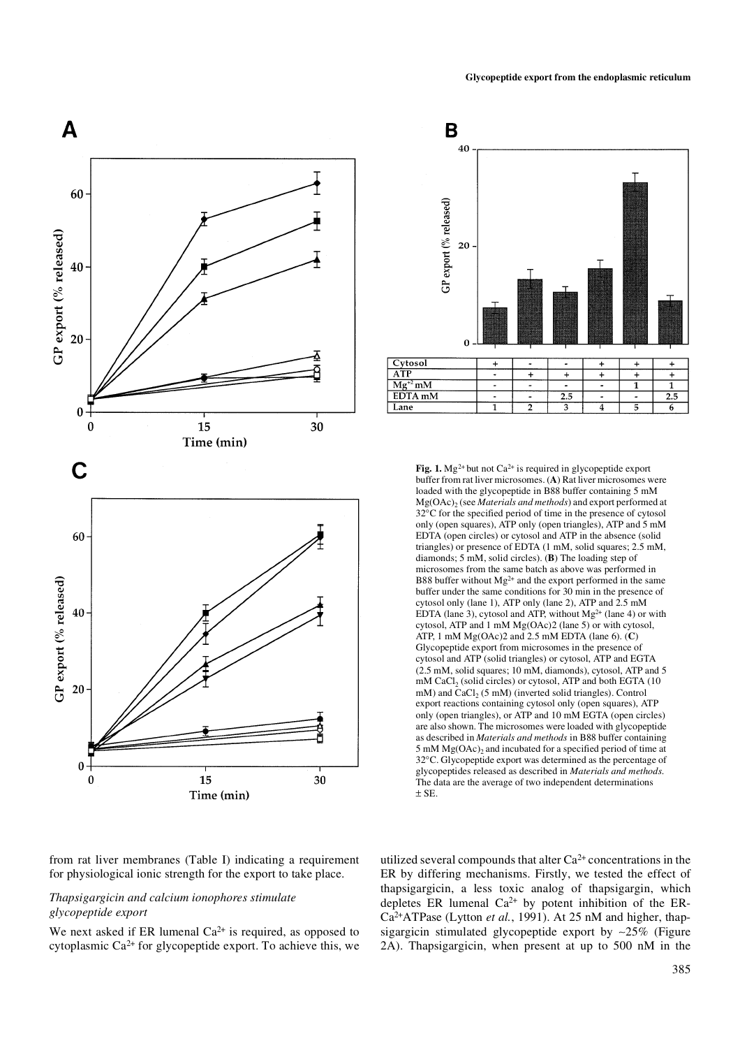**Fig. 1.** $Mg^{2+}$ but not $Ca^{2+}$ is required in glycopeptide export buffer from rat liver microsomes. (**A**) Rat liver microsomes were loaded with the glycopeptide in B88 buffer containing 5 mM $Mg(OAc)_2$ (see *Materials and methods*) and export performed at 32°C for the specified period of time in the presence of cytosol only (open squares), ATP only (open triangles), ATP and 5 mM EDTA (open circles) or cytosol and ATP in the absence (solid triangles) or presence of EDTA (1 mM, solid squares; 2.5 mM, diamonds; 5 mM, solid circles). (**B**) The loading step of microsomes from the same batch as above was performed in B88 buffer without $Mg^{2+}$ and the export performed in the same buffer under the same conditions for 30 min in the presence of cytosol only (lane 1), ATP only (lane 2), ATP and 2.5 mM EDTA (lane 3), cytosol and ATP, without $Mg^{2+}$ (lane 4) or with cytosol, ATP and 1 mM Mg(OAc)2 (lane 5) or with cytosol, ATP, 1 mM Mg(OAc)2 and 2.5 mM EDTA (lane 6). (**C**) Glycopeptide export from microsomes in the presence of cytosol and ATP (solid triangles) or cytosol, ATP and EGTA (2.5 mM, solid squares; 10 mM, diamonds), cytosol, ATP and 5 mM $CaCl_2$ (solid circles) or cytosol, ATP and both EGTA (10 mM) and $CaCl_2$ (5 mM) (inverted solid triangles). Control export reactions containing cytosol only (open squares), ATP only (open triangles), or ATP and 10 mM EGTA (open circles) are also shown. The microsomes were loaded with glycopeptide as described in *Materials and methods* in B88 buffer containing 5 mM $Mg(OAc)_2$ and incubated for a specified period of time at 32°C. Glycopeptide export was determined as the percentage of glycopeptides released as described in *Materials and methods.* The data are the average of two independent determinations ± SE.

| | | | | | | |
|---|---|---|---|---|---|---|
| Cytosol | + | - | - | + | + | + |
| ATP | - | + | + | + | + | + |
| $Mg^{+2}$ mM | - | - | - | - | 1 | 1 |
| EDTA mM | - | - | 2.5 | - | - | 2.5 |
| Lane | 1 | 2 | 3 | 4 | 5 | 6 |

from rat liver membranes (Table I) indicating a requirement for physiological ionic strength for the export to take place.

### *Thapsigargicin and calcium ionophores stimulate glycopeptide export*

We next asked if ER lumenal $Ca^{2+}$ is required, as opposed to cytoplasmic $Ca^{2+}$ for glycopeptide export. To achieve this, we utilized several compounds that alter $Ca^{2+}$ concentrations in the ER by differing mechanisms. Firstly, we tested the effect of thapsigargicin, a less toxic analog of thapsigargin, which depletes ER lumenal $Ca^{2+}$ by potent inhibition of the ER-$Ca^{2+}$ATPase (Lytton *et al.*, 1991). At 25 nM and higher, thapsigargicin stimulated glycopeptide export by ~25% (Figure 2A). Thapsigargicin, when present at up to 500 nM in the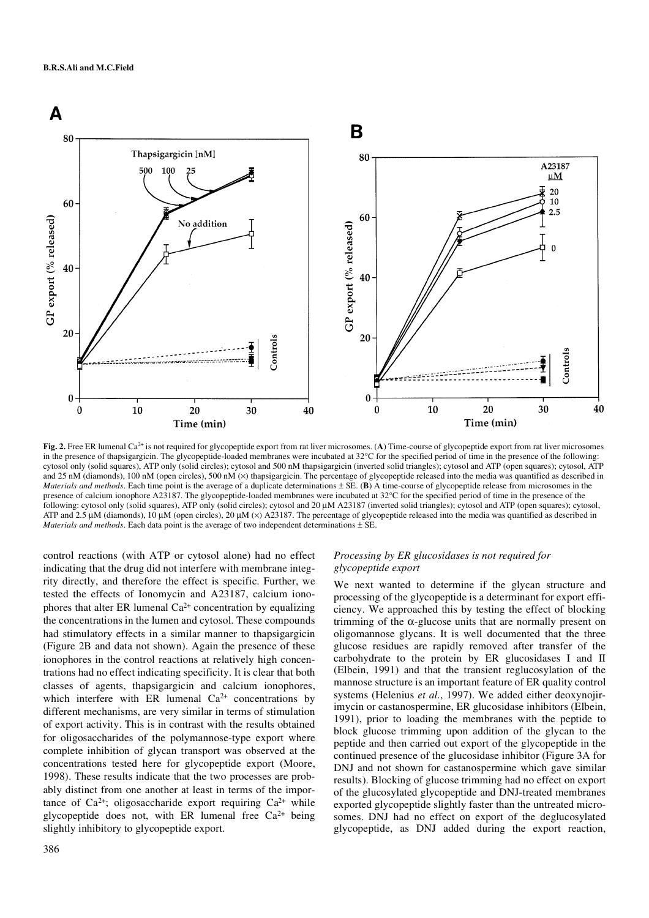**Fig. 2.** Free ER lumenal $Ca^{2+}$ is not required for glycopeptide export from rat liver microsomes. (**A**) Time-course of glycopeptide export from rat liver microsomes in the presence of thapsigargicin. The glycopeptide-loaded membranes were incubated at 32°C for the specified period of time in the presence of the following: cytosol only (solid squares), ATP only (solid circles); cytosol and 500 nM thapsigargicin (inverted solid triangles); cytosol and ATP (open squares); cytosol, ATP and 25 nM (diamonds), 100 nM (open circles), 500 nM (×) thapsigargicin. The percentage of glycopeptide released into the media was quantified as described in *Materials and methods*. Each time point is the average of a duplicate determinations ± SE. (**B**) A time-course of glycopeptide release from microsomes in the presence of calcium ionophore A23187. The glycopeptide-loaded membranes were incubated at 32°C for the specified period of time in the presence of the following: cytosol only (solid squares), ATP only (solid circles); cytosol and 20 µM A23187 (inverted solid triangles); cytosol and ATP (open squares); cytosol, ATP and 2.5 µM (diamonds), 10 µM (open circles), 20 µM (×) A23187. The percentage of glycopeptide released into the media was quantified as described in *Materials and methods*. Each data point is the average of two independent determinations ± SE.

control reactions (with ATP or cytosol alone) had no effect indicating that the drug did not interfere with membrane integrity directly, and therefore the effect is specific. Further, we tested the effects of Ionomycin and A23187, calcium ionophores that alter ER lumenal $Ca^{2+}$ concentration by equalizing the concentrations in the lumen and cytosol. These compounds had stimulatory effects in a similar manner to thapsigargicin (Figure 2B and data not shown). Again the presence of these ionophores in the control reactions at relatively high concentrations had no effect indicating specificity. It is clear that both classes of agents, thapsigargicin and calcium ionophores, which interfere with ER lumenal $Ca^{2+}$ concentrations by different mechanisms, are very similar in terms of stimulation of export activity. This is in contrast with the results obtained for oligosaccharides of the polymannose-type export where complete inhibition of glycan transport was observed at the concentrations tested here for glycopeptide export (Moore, 1998). These results indicate that the two processes are probably distinct from one another at least in terms of the importance of $Ca^{2+}$; oligosaccharide export requiring $Ca^{2+}$ while glycopeptide does not, with ER lumenal free $Ca^{2+}$ being slightly inhibitory to glycopeptide export.

### *Processing by ER glucosidases is not required for glycopeptide export*

We next wanted to determine if the glycan structure and processing of the glycopeptide is a determinant for export efficiency. We approached this by testing the effect of blocking trimming of the α-glucose units that are normally present on oligomannose glycans. It is well documented that the three glucose residues are rapidly removed after transfer of the carbohydrate to the protein by ER glucosidases I and II (Elbein, 1991) and that the transient reglucosylation of the mannose structure is an important feature of ER quality control systems (Helenius *et al.*, 1997). We added either deoxynojirimycin or castanospermine, ER glucosidase inhibitors (Elbein, 1991), prior to loading the membranes with the peptide to block glucose trimming upon addition of the glycan to the peptide and then carried out export of the glycopeptide in the continued presence of the glucosidase inhibitor (Figure 3A for DNJ and not shown for castanospermine which gave similar results). Blocking of glucose trimming had no effect on export of the glucosylated glycopeptide and DNJ-treated membranes exported glycopeptide slightly faster than the untreated microsomes. DNJ had no effect on export of the deglucosylated glycopeptide, as DNJ added during the export reaction,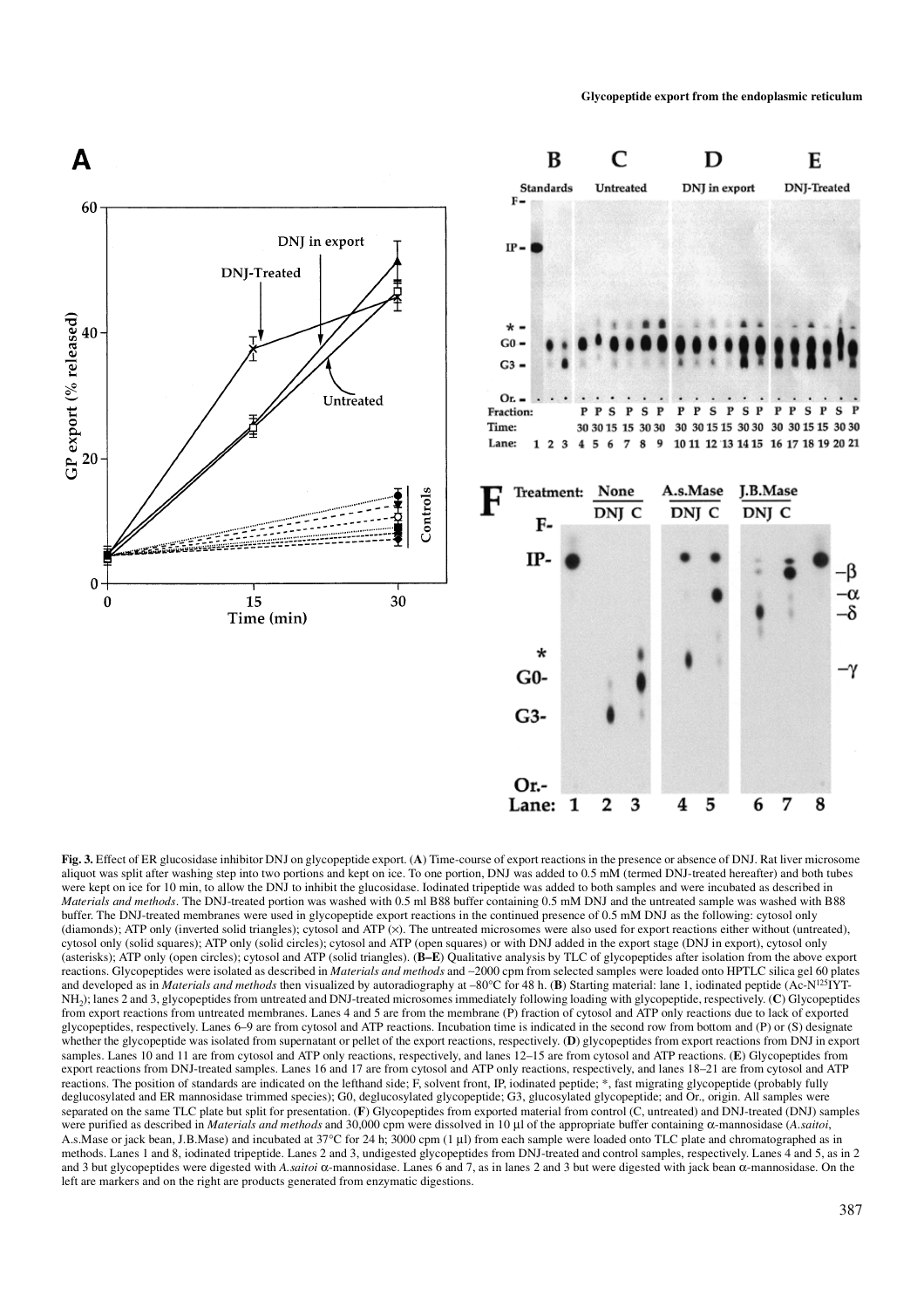**Fig. 3.** Effect of ER glucosidase inhibitor DNJ on glycopeptide export. (**A**) Time-course of export reactions in the presence or absence of DNJ. Rat liver microsome aliquot was split after washing step into two portions and kept on ice. To one portion, DNJ was added to 0.5 mM (termed DNJ-treated hereafter) and both tubes were kept on ice for 10 min, to allow the DNJ to inhibit the glucosidase. Iodinated tripeptide was added to both samples and were incubated as described in *Materials and methods*. The DNJ-treated portion was washed with 0.5 ml B88 buffer containing 0.5 mM DNJ and the untreated sample was washed with B88 buffer. The DNJ-treated membranes were used in glycopeptide export reactions in the continued presence of 0.5 mM DNJ as the following: cytosol only (diamonds); ATP only (inverted solid triangles); cytosol and ATP (×). The untreated microsomes were also used for export reactions either without (untreated), cytosol only (solid squares); ATP only (solid circles); cytosol and ATP (open squares) or with DNJ added in the export stage (DNJ in export), cytosol only (asterisks); ATP only (open circles); cytosol and ATP (solid triangles). (**B–E**) Qualitative analysis by TLC of glycopeptides after isolation from the above export reactions. Glycopeptides were isolated as described in *Materials and methods* and ~2000 cpm from selected samples were loaded onto HPTLC silica gel 60 plates and developed as in *Materials and methods* then visualized by autoradiography at –80°C for 48 h. (**B**) Starting material: lane 1, iodinated peptide (Ac-N[125]IYT-$NH_2$); lanes 2 and 3, glycopeptides from untreated and DNJ-treated microsomes immediately following loading with glycopeptide, respectively. (**C**) Glycopeptides from export reactions from untreated membranes. Lanes 4 and 5 are from the membrane (P) fraction of cytosol and ATP only reactions due to lack of exported glycopeptides, respectively. Lanes 6–9 are from cytosol and ATP reactions. Incubation time is indicated in the second row from bottom and (P) or (S) designate whether the glycopeptide was isolated from supernatant or pellet of the export reactions, respectively. (**D**) glycopeptides from export reactions from DNJ in export samples. Lanes 10 and 11 are from cytosol and ATP only reactions, respectively, and lanes 12–15 are from cytosol and ATP reactions. (**E**) Glycopeptides from export reactions from DNJ-treated samples. Lanes 16 and 17 are from cytosol and ATP only reactions, respectively, and lanes 18–21 are from cytosol and ATP reactions. The position of standards are indicated on the lefthand side; F, solvent front, IP, iodinated peptide; *, fast migrating glycopeptide (probably fully deglucosylated and ER mannosidase trimmed species); G0, deglucosylated glycopeptide; G3, glucosylated glycopeptide; and Or., origin. All samples were separated on the same TLC plate but split for presentation. (**F**) Glycopeptides from exported material from control (C, untreated) and DNJ-treated (DNJ) samples were purified as described in *Materials and methods* and 30,000 cpm were dissolved in 10 µl of the appropriate buffer containing α-mannosidase (*A.saitoi*, A.s.Mase or jack bean, J.B.Mase) and incubated at 37°C for 24 h; 3000 cpm (1 µl) from each sample were loaded onto TLC plate and chromatographed as in methods. Lanes 1 and 8, iodinated tripeptide. Lanes 2 and 3, undigested glycopeptides from DNJ-treated and control samples, respectively. Lanes 4 and 5, as in 2 and 3 but glycopeptides were digested with *A.saitoi* α-mannosidase. Lanes 6 and 7, as in lanes 2 and 3 but were digested with jack bean α-mannosidase. On the left are markers and on the right are products generated from enzymatic digestions.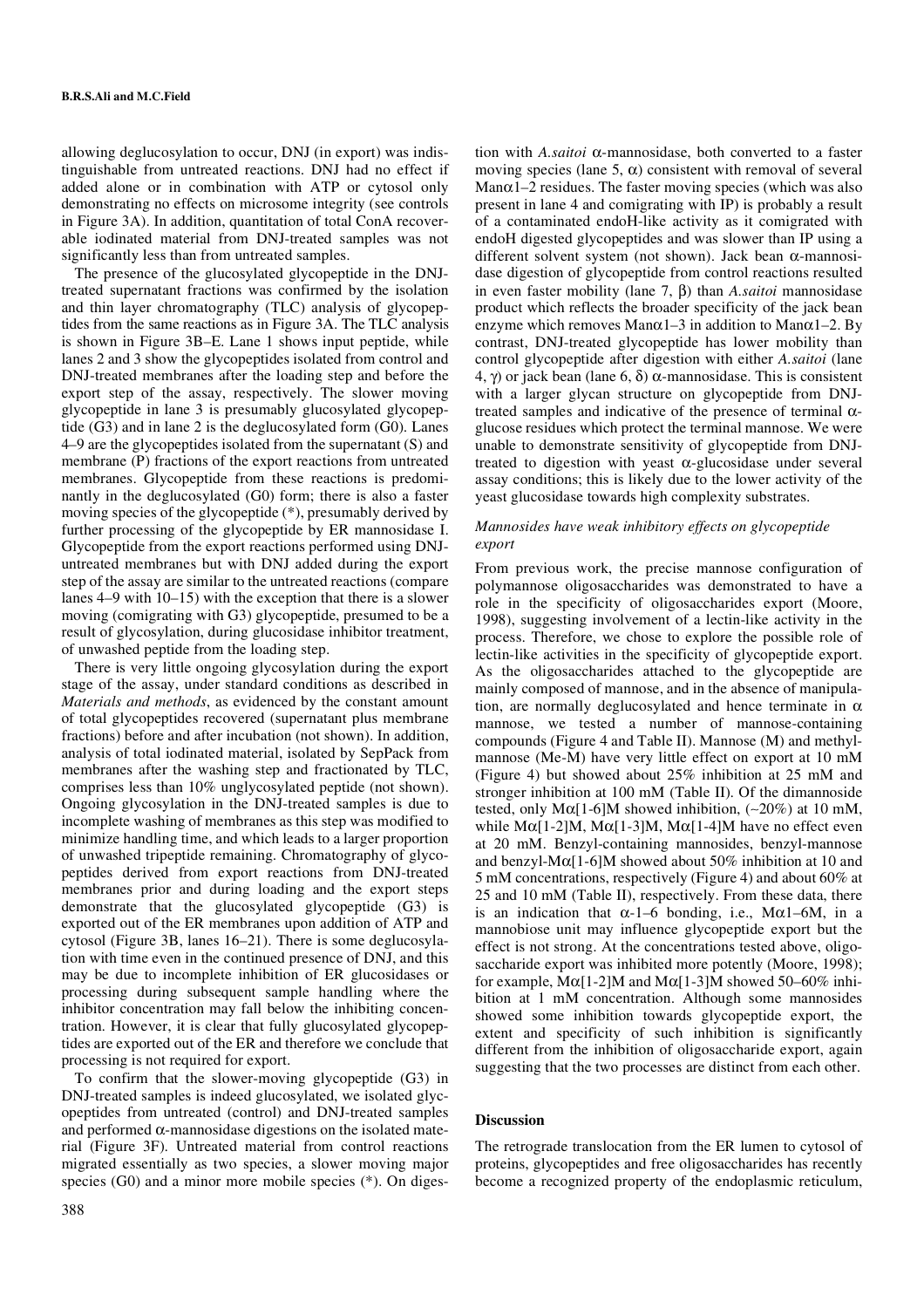allowing deglucosylation to occur, DNJ (in export) was indistinguishable from untreated reactions. DNJ had no effect if added alone or in combination with ATP or cytosol only demonstrating no effects on microsome integrity (see controls in Figure 3A). In addition, quantitation of total ConA recoverable iodinated material from DNJ-treated samples was not significantly less than from untreated samples.

The presence of the glucosylated glycopeptide in the DNJ-treated supernatant fractions was confirmed by the isolation and thin layer chromatography (TLC) analysis of glycopeptides from the same reactions as in Figure 3A. The TLC analysis is shown in Figure 3B–E. Lane 1 shows input peptide, while lanes 2 and 3 show the glycopeptides isolated from control and DNJ-treated membranes after the loading step and before the export step of the assay, respectively. The slower moving glycopeptide in lane 3 is presumably glucosylated glycopeptide (G3) and in lane 2 is the deglucosylated form (G0). Lanes 4–9 are the glycopeptides isolated from the supernatant (S) and membrane (P) fractions of the export reactions from untreated membranes. Glycopeptide from these reactions is predominantly in the deglucosylated (G0) form; there is also a faster moving species of the glycopeptide (*), presumably derived by further processing of the glycopeptide by ER mannosidase I. Glycopeptide from the export reactions performed using DNJ-untreated membranes but with DNJ added during the export step of the assay are similar to the untreated reactions (compare lanes 4–9 with 10–15) with the exception that there is a slower moving (comigrating with G3) glycopeptide, presumed to be a result of glycosylation, during glucosidase inhibitor treatment, of unwashed peptide from the loading step.

There is very little ongoing glycosylation during the export stage of the assay, under standard conditions as described in *Materials and methods*, as evidenced by the constant amount of total glycopeptides recovered (supernatant plus membrane fractions) before and after incubation (not shown). In addition, analysis of total iodinated material, isolated by SepPack from membranes after the washing step and fractionated by TLC, comprises less than 10% unglycosylated peptide (not shown). Ongoing glycosylation in the DNJ-treated samples is due to incomplete washing of membranes as this step was modified to minimize handling time, and which leads to a larger proportion of unwashed tripeptide remaining. Chromatography of glycopeptides derived from export reactions from DNJ-treated membranes prior and during loading and the export steps demonstrate that the glucosylated glycopeptide (G3) is exported out of the ER membranes upon addition of ATP and cytosol (Figure 3B, lanes 16–21). There is some deglucosylation with time even in the continued presence of DNJ, and this may be due to incomplete inhibition of ER glucosidases or processing during subsequent sample handling where the inhibitor concentration may fall below the inhibiting concentration. However, it is clear that fully glucosylated glycopeptides are exported out of the ER and therefore we conclude that processing is not required for export.

To confirm that the slower-moving glycopeptide (G3) in DNJ-treated samples is indeed glucosylated, we isolated glycopeptides from untreated (control) and DNJ-treated samples and performed α-mannosidase digestions on the isolated material (Figure 3F). Untreated material from control reactions migrated essentially as two species, a slower moving major species (G0) and a minor more mobile species (*). On digestion with *A.saitoi* α-mannosidase, both converted to a faster moving species (lane 5, α) consistent with removal of several Manα1–2 residues. The faster moving species (which was also present in lane 4 and comigrating with IP) is probably a result of a contaminated endoH-like activity as it comigrated with endoH digested glycopeptides and was slower than IP using a different solvent system (not shown). Jack bean α-mannosidase digestion of glycopeptide from control reactions resulted in even faster mobility (lane 7, β) than *A.saitoi* mannosidase product which reflects the broader specificity of the jack bean enzyme which removes Manα1–3 in addition to Manα1–2. By contrast, DNJ-treated glycopeptide has lower mobility than control glycopeptide after digestion with either *A.saitoi* (lane 4, γ) or jack bean (lane 6, δ) α-mannosidase. This is consistent with a larger glycan structure on glycopeptide from DNJ-treated samples and indicative of the presence of terminal α-glucose residues which protect the terminal mannose. We were unable to demonstrate sensitivity of glycopeptide from DNJ-treated to digestion with yeast α-glucosidase under several assay conditions; this is likely due to the lower activity of the yeast glucosidase towards high complexity substrates.

### *Mannosides have weak inhibitory effects on glycopeptide export*

From previous work, the precise mannose configuration of polymannose oligosaccharides was demonstrated to have a role in the specificity of oligosaccharides export (Moore, 1998), suggesting involvement of a lectin-like activity in the process. Therefore, we chose to explore the possible role of lectin-like activities in the specificity of glycopeptide export. As the oligosaccharides attached to the glycopeptide are mainly composed of mannose, and in the absence of manipulation, are normally deglucosylated and hence terminate in α mannose, we tested a number of mannose-containing compounds (Figure 4 and Table II). Mannose (M) and methyl-mannose (Me-M) have very little effect on export at 10 mM (Figure 4) but showed about 25% inhibition at 25 mM and stronger inhibition at 100 mM (Table II). Of the dimannoside tested, only Mα[1-6]M showed inhibition, (~20%) at 10 mM, while Mα[1-2]M, Mα[1-3]M, Mα[1-4]M have no effect even at 20 mM. Benzyl-containing mannosides, benzyl-mannose and benzyl-Mα[1-6]M showed about 50% inhibition at 10 and 5 mM concentrations, respectively (Figure 4) and about 60% at 25 and 10 mM (Table II), respectively. From these data, there is an indication that α-1–6 bonding, i.e., Mα1–6M, in a mannobiose unit may influence glycopeptide export but the effect is not strong. At the concentrations tested above, oligosaccharide export was inhibited more potently (Moore, 1998); for example, Mα[1-2]M and Mα[1-3]M showed 50–60% inhibition at 1 mM concentration. Although some mannosides showed some inhibition towards glycopeptide export, the extent and specificity of such inhibition is significantly different from the inhibition of oligosaccharide export, again suggesting that the two processes are distinct from each other.

## Discussion

The retrograde translocation from the ER lumen to cytosol of proteins, glycopeptides and free oligosaccharides has recently become a recognized property of the endoplasmic reticulum,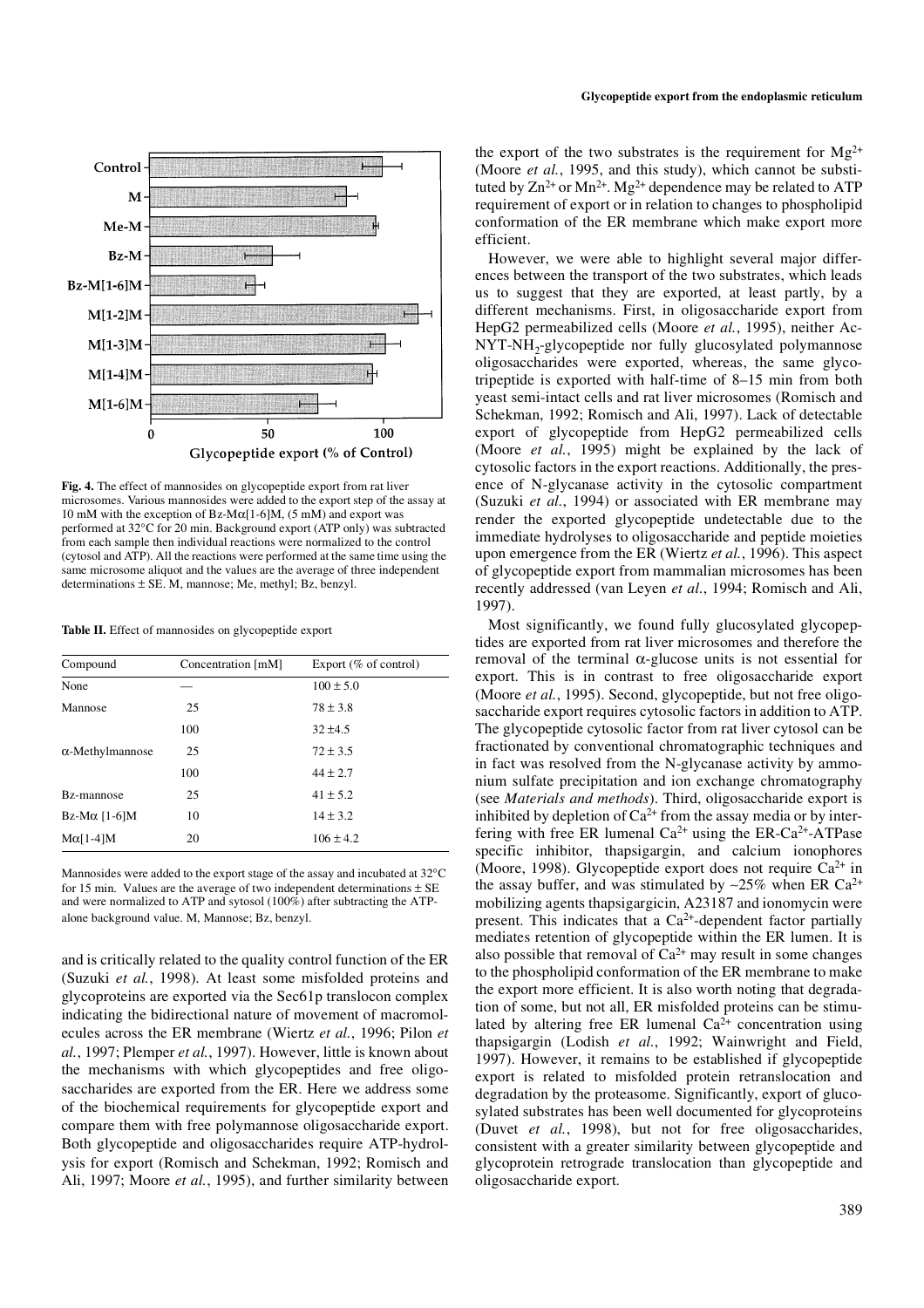**Fig. 4.** The effect of mannosides on glycopeptide export from rat liver microsomes. Various mannosides were added to the export step of the assay at 10 mM with the exception of Bz-Mα[1-6]M, (5 mM) and export was performed at 32°C for 20 min. Background export (ATP only) was subtracted from each sample then individual reactions were normalized to the control (cytosol and ATP). All the reactions were performed at the same time using the same microsome aliquot and the values are the average of three independent determinations ± SE. M, mannose; Me, methyl; Bz, benzyl.

**Table II.** Effect of mannosides on glycopeptide export

| Compound | Concentration [mM] | Export (% of control) |
|---|---|---|
| None | — | 100 ± 5.0 |
| Mannose | 25 | 78 ± 3.8 |
| | 100 | 32 ±4.5 |
| α-Methylmannose | 25 | 72 ± 3.5 |
| | 100 | 44 ± 2.7 |
| Bz-mannose | 25 | 41 ± 5.2 |
| Bz-Mα [1-6]M | 10 | 14 ± 3.2 |
| Mα[1-4]M | 20 | 106 ± 4.2 |

Mannosides were added to the export stage of the assay and incubated at 32°C for 15 min. Values are the average of two independent determinations ± SE and were normalized to ATP and sytosol (100%) after subtracting the ATP-alone background value. M, Mannose; Bz, benzyl.

and is critically related to the quality control function of the ER (Suzuki *et al.*, 1998). At least some misfolded proteins and glycoproteins are exported via the Sec61p translocon complex indicating the bidirectional nature of movement of macromolecules across the ER membrane (Wiertz *et al.*, 1996; Pilon *et al.*, 1997; Plemper *et al.*, 1997). However, little is known about the mechanisms with which glycopeptides and free oligosaccharides are exported from the ER. Here we address some of the biochemical requirements for glycopeptide export and compare them with free polymannose oligosaccharide export. Both glycopeptide and oligosaccharides require ATP-hydrolysis for export (Romisch and Schekman, 1992; Romisch and Ali, 1997; Moore *et al.*, 1995), and further similarity between the export of the two substrates is the requirement for $Mg^{2+}$ (Moore *et al.*, 1995, and this study), which cannot be substituted by $Zn^{2+}$ or $Mn^{2+}$. $Mg^{2+}$ dependence may be related to ATP requirement of export or in relation to changes to phospholipid conformation of the ER membrane which make export more efficient.

However, we were able to highlight several major differences between the transport of the two substrates, which leads us to suggest that they are exported, at least partly, by a different mechanisms. First, in oligosaccharide export from HepG2 permeabilized cells (Moore *et al.*, 1995), neither Ac-NYT-$NH_2$-glycopeptide nor fully glucosylated polymannose oligosaccharides were exported, whereas, the same glycotripeptide is exported with half-time of 8–15 min from both yeast semi-intact cells and rat liver microsomes (Romisch and Schekman, 1992; Romisch and Ali, 1997). Lack of detectable export of glycopeptide from HepG2 permeabilized cells (Moore *et al.*, 1995) might be explained by the lack of cytosolic factors in the export reactions. Additionally, the presence of N-glycanase activity in the cytosolic compartment (Suzuki *et al.*, 1994) or associated with ER membrane may render the exported glycopeptide undetectable due to the immediate hydrolyses to oligosaccharide and peptide moieties upon emergence from the ER (Wiertz *et al.*, 1996). This aspect of glycopeptide export from mammalian microsomes has been recently addressed (van Leyen *et al.*, 1994; Romisch and Ali, 1997).

Most significantly, we found fully glucosylated glycopeptides are exported from rat liver microsomes and therefore the removal of the terminal α-glucose units is not essential for export. This is in contrast to free oligosaccharide export (Moore *et al.*, 1995). Second, glycopeptide, but not free oligosaccharide export requires cytosolic factors in addition to ATP. The glycopeptide cytosolic factor from rat liver cytosol can be fractionated by conventional chromatographic techniques and in fact was resolved from the N-glycanase activity by ammonium sulfate precipitation and ion exchange chromatography (see *Materials and methods*). Third, oligosaccharide export is inhibited by depletion of $Ca^{2+}$ from the assay media or by interfering with free ER lumenal $Ca^{2+}$ using the ER-$Ca^{2+}$-ATPase specific inhibitor, thapsigargin, and calcium ionophores (Moore, 1998). Glycopeptide export does not require $Ca^{2+}$ in the assay buffer, and was stimulated by ~25% when ER $Ca^{2+}$ mobilizing agents thapsigargicin, A23187 and ionomycin were present. This indicates that a $Ca^{2+}$-dependent factor partially mediates retention of glycopeptide within the ER lumen. It is also possible that removal of $Ca^{2+}$ may result in some changes to the phospholipid conformation of the ER membrane to make the export more efficient. It is also worth noting that degradation of some, but not all, ER misfolded proteins can be stimulated by altering free ER lumenal $Ca^{2+}$ concentration using thapsigargin (Lodish *et al.*, 1992; Wainwright and Field, 1997). However, it remains to be established if glycopeptide export is related to misfolded protein retranslocation and degradation by the proteasome. Significantly, export of glucosylated substrates has been well documented for glycoproteins (Duvet *et al.*, 1998), but not for free oligosaccharides, consistent with a greater similarity between glycopeptide and glycoprotein retrograde translocation than glycopeptide and oligosaccharide export.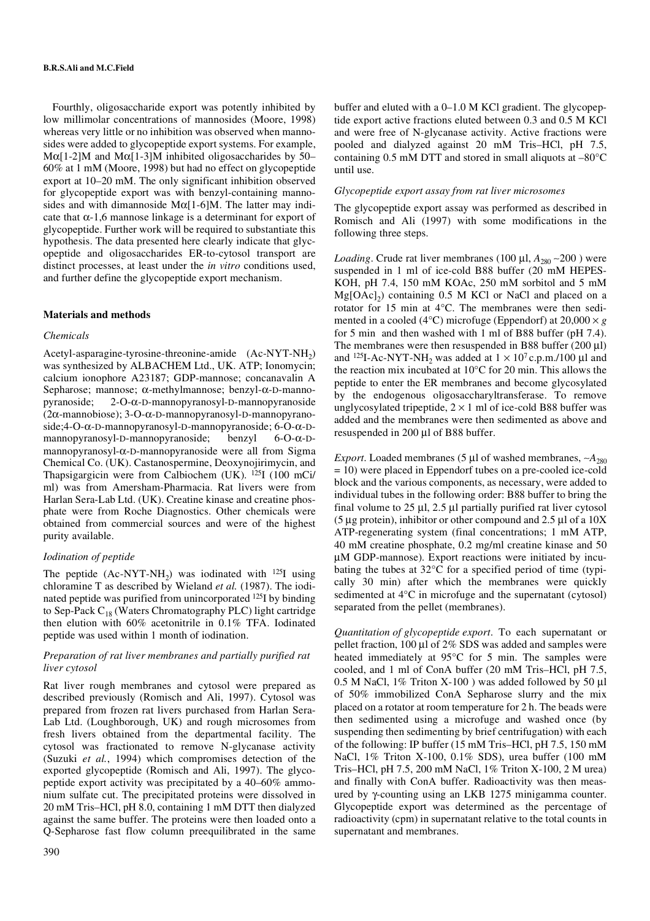Fourthly, oligosaccharide export was potently inhibited by low millimolar concentrations of mannosides (Moore, 1998) whereas very little or no inhibition was observed when mannosides were added to glycopeptide export systems. For example, Mα[1-2]M and Mα[1-3]M inhibited oligosaccharides by 50–60% at 1 mM (Moore, 1998) but had no effect on glycopeptide export at 10–20 mM. The only significant inhibition observed for glycopeptide export was with benzyl-containing mannosides and with dimannoside Mα[1-6]M. The latter may indicate that α-1,6 mannose linkage is a determinant for export of glycopeptide. Further work will be required to substantiate this hypothesis. The data presented here clearly indicate that glycopeptide and oligosaccharides ER-to-cytosol transport are distinct processes, at least under the *in vitro* conditions used, and further define the glycopeptide export mechanism.

## Materials and methods

### *Chemicals*

Acetyl-asparagine-tyrosine-threonine-amide (Ac-NYT-$NH_2$) was synthesized by ALBACHEM Ltd., UK. ATP; Ionomycin; calcium ionophore A23187; GDP-mannose; concanavalin A Sepharose; mannose; α-methylmannose; benzyl-α-D-mannopyranoside; 2-O-α-D-mannopyranosyl-D-mannopyranoside (2α-mannobiose); 3-O-α-D-mannopyranosyl-D-mannopyranoside;4-O-α-D-mannopyranosyl-D-mannopyranoside; 6-O-α-D-mannopyranosyl-D-mannopyranoside; benzyl 6-O-α-D-mannopyranosyl-α-D-mannopyranoside were all from Sigma Chemical Co. (UK). Castanospermine, Deoxynojirimycin, and Thapsigargicin were from Calbiochem (UK). $^{125}$I (100 mCi/ml) was from Amersham-Pharmacia. Rat livers were from Harlan Sera-Lab Ltd. (UK). Creatine kinase and creatine phosphate were from Roche Diagnostics. Other chemicals were obtained from commercial sources and were of the highest purity available.

### *Iodination of peptide*

The peptide (Ac-NYT-$NH_2$) was iodinated with $^{125}$I using chloramine T as described by Wieland *et al.* (1987). The iodinated peptide was purified from unincorporated $^{125}$I by binding to Sep-Pack $C_{18}$ (Waters Chromatography PLC) light cartridge then elution with 60% acetonitrile in 0.1% TFA. Iodinated peptide was used within 1 month of iodination.

### *Preparation of rat liver membranes and partially purified rat liver cytosol*

Rat liver rough membranes and cytosol were prepared as described previously (Romisch and Ali, 1997). Cytosol was prepared from frozen rat livers purchased from Harlan Sera-Lab Ltd. (Loughborough, UK) and rough microsomes from fresh livers obtained from the departmental facility. The cytosol was fractionated to remove N-glycanase activity (Suzuki *et al.*, 1994) which compromises detection of the exported glycopeptide (Romisch and Ali, 1997). The glycopeptide export activity was precipitated by a 40–60% ammonium sulfate cut. The precipitated proteins were dissolved in 20 mM Tris–HCl, pH 8.0, containing 1 mM DTT then dialyzed against the same buffer. The proteins were then loaded onto a Q-Sepharose fast flow column preequilibrated in the same buffer and eluted with a 0–1.0 M KCl gradient. The glycopeptide export active fractions eluted between 0.3 and 0.5 M KCl and were free of N-glycanase activity. Active fractions were pooled and dialyzed against 20 mM Tris–HCl, pH 7.5, containing 0.5 mM DTT and stored in small aliquots at –80°C until use.

### *Glycopeptide export assay from rat liver microsomes*

The glycopeptide export assay was performed as described in Romisch and Ali (1997) with some modifications in the following three steps.

*Loading*. Crude rat liver membranes (100 µl, $A_{280}$ ~200 ) were suspended in 1 ml of ice-cold B88 buffer (20 mM HEPES-KOH, pH 7.4, 150 mM KOAc, 250 mM sorbitol and 5 mM $Mg[OAc]_2$) containing 0.5 M KCl or NaCl and placed on a rotator for 15 min at 4°C. The membranes were then sedimented in a cooled (4°C) microfuge (Eppendorf) at $20{,}000 \times g$ for 5 min and then washed with 1 ml of B88 buffer (pH 7.4). The membranes were then resuspended in B88 buffer (200 µl) and $^{125}$I-Ac-NYT-$NH_2$ was added at $1 \times 10^7$ c.p.m./100 µl and the reaction mix incubated at 10°C for 20 min. This allows the peptide to enter the ER membranes and become glycosylated by the endogenous oligosaccharyltransferase. To remove unglycosylated tripeptide, $2 \times 1$ ml of ice-cold B88 buffer was added and the membranes were then sedimented as above and resuspended in 200 µl of B88 buffer.

*Export*. Loaded membranes (5 µl of washed membranes, ~$A_{280}$ = 10) were placed in Eppendorf tubes on a pre-cooled ice-cold block and the various components, as necessary, were added to individual tubes in the following order: B88 buffer to bring the final volume to 25 µl, 2.5 µl partially purified rat liver cytosol (5 µg protein), inhibitor or other compound and 2.5 µl of a 10X ATP-regenerating system (final concentrations; 1 mM ATP, 40 mM creatine phosphate, 0.2 mg/ml creatine kinase and 50 µM GDP-mannose). Export reactions were initiated by incubating the tubes at 32°C for a specified period of time (typically 30 min) after which the membranes were quickly sedimented at 4°C in microfuge and the supernatant (cytosol) separated from the pellet (membranes).

*Quantitation of glycopeptide export*. To each supernatant or pellet fraction, 100 µl of 2% SDS was added and samples were heated immediately at 95°C for 5 min. The samples were cooled, and 1 ml of ConA buffer (20 mM Tris–HCl, pH 7.5, 0.5 M NaCl, 1% Triton X-100 ) was added followed by 50 µl of 50% immobilized ConA Sepharose slurry and the mix placed on a rotator at room temperature for 2 h. The beads were then sedimented using a microfuge and washed once (by suspending then sedimenting by brief centrifugation) with each of the following: IP buffer (15 mM Tris–HCl, pH 7.5, 150 mM NaCl, 1% Triton X-100, 0.1% SDS), urea buffer (100 mM Tris–HCl, pH 7.5, 200 mM NaCl, 1% Triton X-100, 2 M urea) and finally with ConA buffer. Radioactivity was then measured by γ-counting using an LKB 1275 minigamma counter. Glycopeptide export was determined as the percentage of radioactivity (cpm) in supernatant relative to the total counts in supernatant and membranes.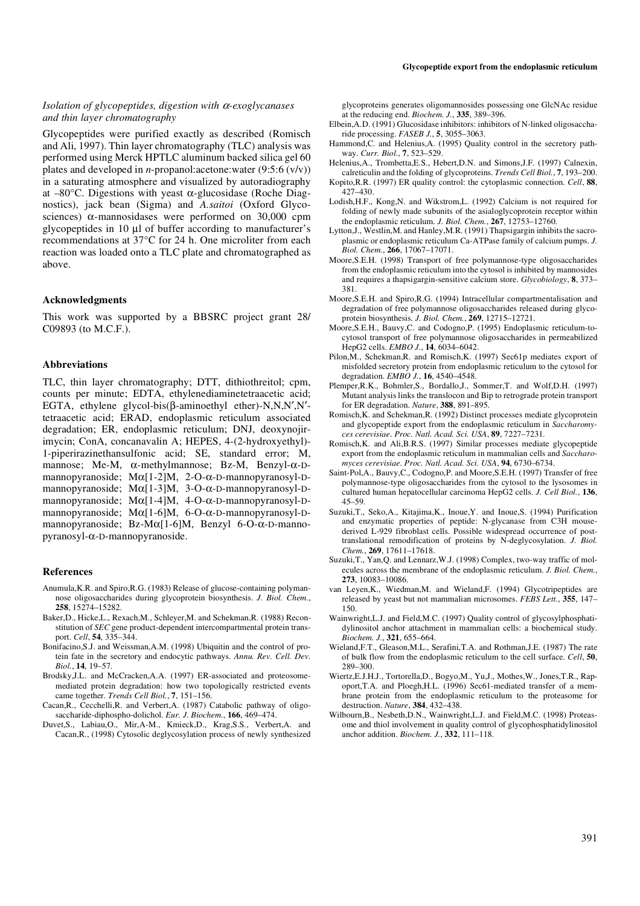### *Isolation of glycopeptides, digestion with α-exoglycanases and thin layer chromatography*

Glycopeptides were purified exactly as described (Romisch and Ali, 1997). Thin layer chromatography (TLC) analysis was performed using Merck HPTLC aluminum backed silica gel 60 plates and developed in *n*-propanol:acetone:water (9:5:6 (v/v)) in a saturating atmosphere and visualized by autoradiography at –80°C. Digestions with yeast α-glucosidase (Roche Diagnostics), jack bean (Sigma) and *A.saitoi* (Oxford Glycosciences) α-mannosidases were performed on 30,000 cpm glycopeptides in 10 µl of buffer according to manufacturer's recommendations at 37°C for 24 h. One microliter from each reaction was loaded onto a TLC plate and chromatographed as above.

### Acknowledgments

This work was supported by a BBSRC project grant 28/C09893 (to M.C.F.).

### Abbreviations

TLC, thin layer chromatography; DTT, dithiothreitol; cpm, counts per minute; EDTA, ethylenediaminetetraacetic acid; EGTA, ethylene glycol-bis(β-aminoethyl ether)-N,N,N′,N′-tetraacetic acid; ERAD, endoplasmic reticulum associated degradation; ER, endoplasmic reticulum; DNJ, deoxynojirimycin; ConA, concanavalin A; HEPES, 4-(2-hydroxyethyl)-1-piperirazinethansulfonic acid; SE, standard error; M, mannose; Me-M, α-methylmannose; Bz-M, Benzyl-α-D-mannopyranoside; Mα[1-2]M, 2-O-α-D-mannopyranosyl-D-mannopyranoside; Mα[1-3]M, 3-O-α-D-mannopyranosyl-D-mannopyranoside; Mα[1-4]M, 4-O-α-D-mannopyranosyl-D-mannopyranoside; Mα[1-6]M, 6-O-α-D-mannopyranosyl-D-mannopyranoside; Bz-Mα[1-6]M, Benzyl 6-O-α-D-mannopyranosyl-α-D-mannopyranoside.

### References

Anumula,K.R. and Spiro,R.G. (1983) Release of glucose-containing polymannose oligosaccharides during glycoprotein biosynthesis. *J. Biol. Chem.*, **258**, 15274–15282.

Baker,D., Hicke,L., Rexach,M., Schleyer,M. and Schekman,R. (1988) Reconstitution of *SEC* gene product-dependent intercompartmental protein transport. *Cell*, **54**, 335–344.

Bonifacino,S.J. and Weissman,A.M. (1998) Ubiquitin and the control of protein fate in the secretory and endocytic pathways. *Annu. Rev. Cell. Dev. Biol.*, **14**, 19–57.

Brodsky,J.L. and McCracken,A.A. (1997) ER-associated and proteosome-mediated protein degradation: how two topologically restricted events came together. *Trends Cell Biol.*, **7**, 151–156.

Cacan,R., Cecchelli,R. and Verbert,A. (1987) Catabolic pathway of oligosaccharide-diphospho-dolichol. *Eur. J. Biochem.*, **166**, 469–474.

Duvet,S., Labiau,O., Mir,A-M., Kmieck,D., Krag,S.S., Verbert,A. and Cacan,R., (1998) Cytosolic deglycosylation process of newly synthesized glycoproteins generates oligomannosides possessing one GlcNAc residue at the reducing end. *Biochem. J.*, **335**, 389–396.

Elbein,A.D. (1991) Glucosidase inhibitors: inhibitors of N-linked oligosaccharide processing. *FASEB J.*, **5**, 3055–3063.

Hammond,C. and Helenius,A. (1995) Quality control in the secretory pathway. *Curr. Biol.*, **7**, 523–529.

Helenius,A., Trombetta,E.S., Hebert,D.N. and Simons,J.F. (1997) Calnexin, calreticulin and the folding of glycoproteins. *Trends Cell Biol.*, **7**, 193–200.

Kopito,R.R. (1997) ER quality control: the cytoplasmic connection. *Cell*, **88**, 427–430.

Lodish,H.F., Kong,N. and Wikstrom,L. (1992) Calcium is not required for folding of newly made subunits of the asialoglycoprotein receptor within the endoplasmic reticulum. *J. Biol. Chem.*, **267**, 12753–12760.

Lytton,J., Westlin,M. and Hanley,M.R. (1991) Thapsigargin inhibits the sacroplasmic or endoplasmic reticulum Ca-ATPase family of calcium pumps. *J. Biol. Chem.*, **266**, 17067–17071.

Moore,S.E.H. (1998) Transport of free polymannose-type oligosaccharides from the endoplasmic reticulum into the cytosol is inhibited by mannosides and requires a thapsigargin-sensitive calcium store. *Glycobiology*, **8**, 373–381.

Moore,S.E.H. and Spiro,R.G. (1994) Intracellular compartmentalisation and degradation of free polymannose oligosaccharides released during glycoprotein biosynthesis. *J. Biol. Chem.*, **269**, 12715–12721.

Moore,S.E.H., Bauvy,C. and Codogno,P. (1995) Endoplasmic reticulum-to-cytosol transport of free polymannose oligosaccharides in permeabilized HepG2 cells. *EMBO J.*, **14**, 6034–6042.

Pilon,M., Schekman,R. and Romisch,K. (1997) Sec61p mediates export of misfolded secretory protein from endoplasmic reticulum to the cytosol for degradation. *EMBO J.*, **16**, 4540–4548.

Plemper,R.K., Bohmler,S., Bordallo,J., Sommer,T. and Wolf,D.H. (1997) Mutant analysis links the translocon and Bip to retrograde protein transport for ER degradation. *Nature*, **388**, 891–895.

Romisch,K. and Schekman,R. (1992) Distinct processes mediate glycoprotein and glycopeptide export from the endoplasmic reticulum in *Saccharomyces cerevisiae*. *Proc. Natl. Acad. Sci. USA*, **89**, 7227–7231.

Romisch,K. and Ali,B.R.S. (1997) Similar processes mediate glycopeptide export from the endoplasmic reticulum in mammalian cells and *Saccharomyces cerevisiae*. *Proc. Natl. Acad. Sci. USA*, **94**, 6730–6734.

Saint-Pol,A., Bauvy,C., Codogno,P. and Moore,S.E.H. (1997) Transfer of free polymannose-type oligosaccharides from the cytosol to the lysosomes in cultured human hepatocellular carcinoma HepG2 cells. *J. Cell Biol.*, **136**, 45–59.

Suzuki,T., Seko,A., Kitajima,K., Inoue,Y. and Inoue,S. (1994) Purification and enzymatic properties of peptide: N-glycanase from C3H mouse-derived L-929 fibroblast cells. Possible widespread occurrence of post-translational remodification of proteins by N-deglycosylation. *J. Biol. Chem.*, **269**, 17611–17618.

Suzuki,T., Yan,Q. and Lennarz,W.J. (1998) Complex, two-way traffic of molecules across the membrane of the endoplasmic reticulum. *J. Biol. Chem.*, **273**, 10083–10086.

van Leyen,K., Wiedman,M. and Wieland,F. (1994) Glycotripeptides are released by yeast but not mammalian microsomes. *FEBS Lett.*, **355**, 147–150.

Wainwright,L.J. and Field,M.C. (1997) Quality control of glycosylphosphatidylinositol anchor attachment in mammalian cells: a biochemical study. *Biochem. J.*, **321**, 655–664.

Wieland,F.T., Gleason,M.L., Serafini,T.A. and Rothman,J.E. (1987) The rate of bulk flow from the endoplasmic reticulum to the cell surface. *Cell*, **50**, 289–300.

Wiertz,E.J.H.J., Tortorella,D., Bogyo,M., Yu,J., Mothes,W., Jones,T.R., Rapoport,T.A. and Ploegh,H.L. (1996) Sec61-mediated transfer of a membrane protein from the endoplasmic reticulum to the proteasome for destruction. *Nature*, **384**, 432–438.

Wilbourn,B., Nesbeth,D.N., Wainwright,L.J. and Field,M.C. (1998) Proteasome and thiol involvement in quality control of glycophosphatidylinositol anchor addition. *Biochem. J.*, **332**, 111–118.